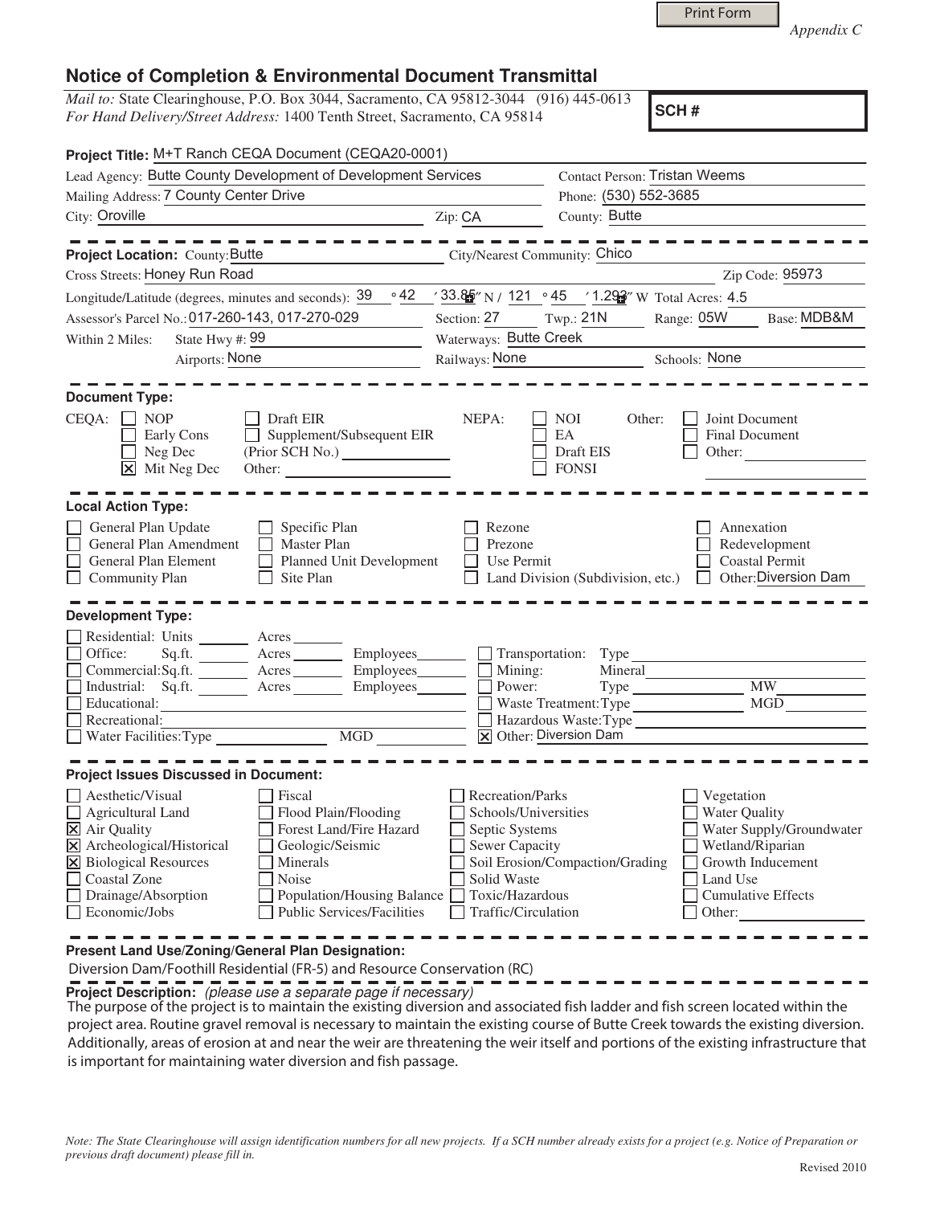Print Form

*Appendix C*

# Notice of Completion & Environmental Document Transmittal

*Mail to:* State Clearinghouse, P.O. Box 3044, Sacramento, CA 95812-3044 (916) 445-0613
*For Hand Delivery/Street Address:* 1400 Tenth Street, Sacramento, CA 95814

**SCH #**

**Project Title:** M+T Ranch CEQA Document (CEQA20-0001)

Lead Agency: Butte County Development of Development Services
Contact Person: Tristan Weems
Mailing Address: 7 County Center Drive
Phone: (530) 552-3685
City: Oroville
Zip: CA
County: Butte

---

**Project Location:** County: Butte
City/Nearest Community: Chico
Cross Streets: Honey Run Road
Zip Code: 95973
Longitude/Latitude (degrees, minutes and seconds): 39 ° 42 ′ 33.85″ N / 121 ° 45 ′ 1.293″ W Total Acres: 4.5
Assessor's Parcel No.: 017-260-143, 017-270-029
Section: 27 Twp.: 21N Range: 05W Base: MDB&M
Within 2 Miles: State Hwy #: 99
Waterways: Butte Creek
Airports: None
Railways: None
Schools: None

---

**Document Type:**

CEQA:
- [ ] NOP
- [ ] Early Cons
- [ ] Neg Dec
- [x] Mit Neg Dec
- [ ] Draft EIR
- [ ] Supplement/Subsequent EIR (Prior SCH No.)
- Other:

NEPA:
- [ ] NOI
- [ ] EA
- [ ] Draft EIS
- [ ] FONSI

Other:
- [ ] Joint Document
- [ ] Final Document
- [ ] Other:

---

**Local Action Type:**

- [ ] General Plan Update
- [ ] General Plan Amendment
- [ ] General Plan Element
- [ ] Community Plan
- [ ] Specific Plan
- [ ] Master Plan
- [ ] Planned Unit Development
- [ ] Site Plan
- [ ] Rezone
- [ ] Prezone
- [ ] Use Permit
- [ ] Land Division (Subdivision, etc.)
- [ ] Annexation
- [ ] Redevelopment
- [ ] Coastal Permit
- [ ] Other: Diversion Dam

---

**Development Type:**

- [ ] Residential: Units ___ Acres ___
- [ ] Office: Sq.ft. ___ Acres ___ Employees ___
- [ ] Commercial: Sq.ft. ___ Acres ___ Employees ___
- [ ] Industrial: Sq.ft. ___ Acres ___ Employees ___
- [ ] Educational:
- [ ] Recreational:
- [ ] Water Facilities: Type ___ MGD ___
- [ ] Transportation: Type
- [ ] Mining: Mineral
- [ ] Power: Type ___ MW
- [ ] Waste Treatment: Type ___ MGD
- [ ] Hazardous Waste: Type
- [x] Other: Diversion Dam

---

**Project Issues Discussed in Document:**

- [ ] Aesthetic/Visual
- [ ] Agricultural Land
- [x] Air Quality
- [x] Archeological/Historical
- [x] Biological Resources
- [ ] Coastal Zone
- [ ] Drainage/Absorption
- [ ] Economic/Jobs
- [ ] Fiscal
- [ ] Flood Plain/Flooding
- [ ] Forest Land/Fire Hazard
- [ ] Geologic/Seismic
- [ ] Minerals
- [ ] Noise
- [ ] Population/Housing Balance
- [ ] Public Services/Facilities
- [ ] Recreation/Parks
- [ ] Schools/Universities
- [ ] Septic Systems
- [ ] Sewer Capacity
- [ ] Soil Erosion/Compaction/Grading
- [ ] Solid Waste
- [ ] Toxic/Hazardous
- [ ] Traffic/Circulation
- [ ] Vegetation
- [ ] Water Quality
- [ ] Water Supply/Groundwater
- [ ] Wetland/Riparian
- [ ] Growth Inducement
- [ ] Land Use
- [ ] Cumulative Effects
- [ ] Other:

---

**Present Land Use/Zoning/General Plan Designation:**

Diversion Dam/Foothill Residential (FR-5) and Resource Conservation (RC)

**Project Description:** *(please use a separate page if necessary)*

The purpose of the project is to maintain the existing diversion and associated fish ladder and fish screen located within the project area. Routine gravel removal is necessary to maintain the existing course of Butte Creek towards the existing diversion. Additionally, areas of erosion at and near the weir are threatening the weir itself and portions of the existing infrastructure that is important for maintaining water diversion and fish passage.

*Note: The State Clearinghouse will assign identification numbers for all new projects. If a SCH number already exists for a project (e.g. Notice of Preparation or previous draft document) please fill in.*

Revised 2010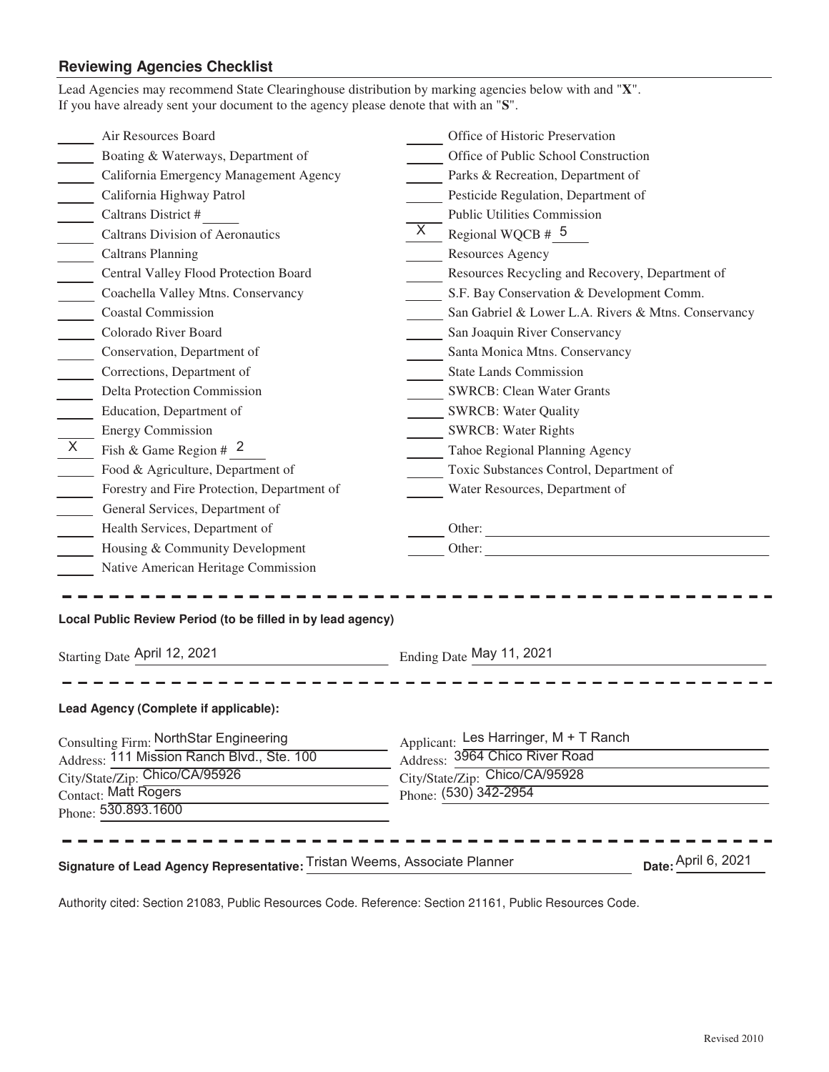## Reviewing Agencies Checklist

Lead Agencies may recommend State Clearinghouse distribution by marking agencies below with and "**X**".
If you have already sent your document to the agency please denote that with an "**S**".

| | | | |
|---|---|---|---|
| ____ | Air Resources Board | ____ | Office of Historic Preservation |
| ____ | Boating & Waterways, Department of | ____ | Office of Public School Construction |
| ____ | California Emergency Management Agency | ____ | Parks & Recreation, Department of |
| ____ | California Highway Patrol | ____ | Pesticide Regulation, Department of |
| ____ | Caltrans District # ____ | ____ | Public Utilities Commission |
| ____ | Caltrans Division of Aeronautics | X | Regional WQCB # 5 |
| ____ | Caltrans Planning | ____ | Resources Agency |
| ____ | Central Valley Flood Protection Board | ____ | Resources Recycling and Recovery, Department of |
| ____ | Coachella Valley Mtns. Conservancy | ____ | S.F. Bay Conservation & Development Comm. |
| ____ | Coastal Commission | ____ | San Gabriel & Lower L.A. Rivers & Mtns. Conservancy |
| ____ | Colorado River Board | ____ | San Joaquin River Conservancy |
| ____ | Conservation, Department of | ____ | Santa Monica Mtns. Conservancy |
| ____ | Corrections, Department of | ____ | State Lands Commission |
| ____ | Delta Protection Commission | ____ | SWRCB: Clean Water Grants |
| ____ | Education, Department of | ____ | SWRCB: Water Quality |
| ____ | Energy Commission | ____ | SWRCB: Water Rights |
| X | Fish & Game Region # 2 | ____ | Tahoe Regional Planning Agency |
| ____ | Food & Agriculture, Department of | ____ | Toxic Substances Control, Department of |
| ____ | Forestry and Fire Protection, Department of | ____ | Water Resources, Department of |
| ____ | General Services, Department of | | |
| ____ | Health Services, Department of | ____ | Other: ____ |
| ____ | Housing & Community Development | ____ | Other: ____ |
| ____ | Native American Heritage Commission | | |

---

**Local Public Review Period (to be filled in by lead agency)**

Starting Date April 12, 2021 Ending Date May 11, 2021

---

**Lead Agency (Complete if applicable):**

Consulting Firm: NorthStar Engineering
Address: 111 Mission Ranch Blvd., Ste. 100
City/State/Zip: Chico/CA/95926
Contact: Matt Rogers
Phone: 530.893.1600

Applicant: Les Harringer, M + T Ranch
Address: 3964 Chico River Road
City/State/Zip: Chico/CA/95928
Phone: (530) 342-2954

---

**Signature of Lead Agency Representative:** Tristan Weems, Associate Planner **Date:** April 6, 2021

Authority cited: Section 21083, Public Resources Code. Reference: Section 21161, Public Resources Code.

Revised 2010